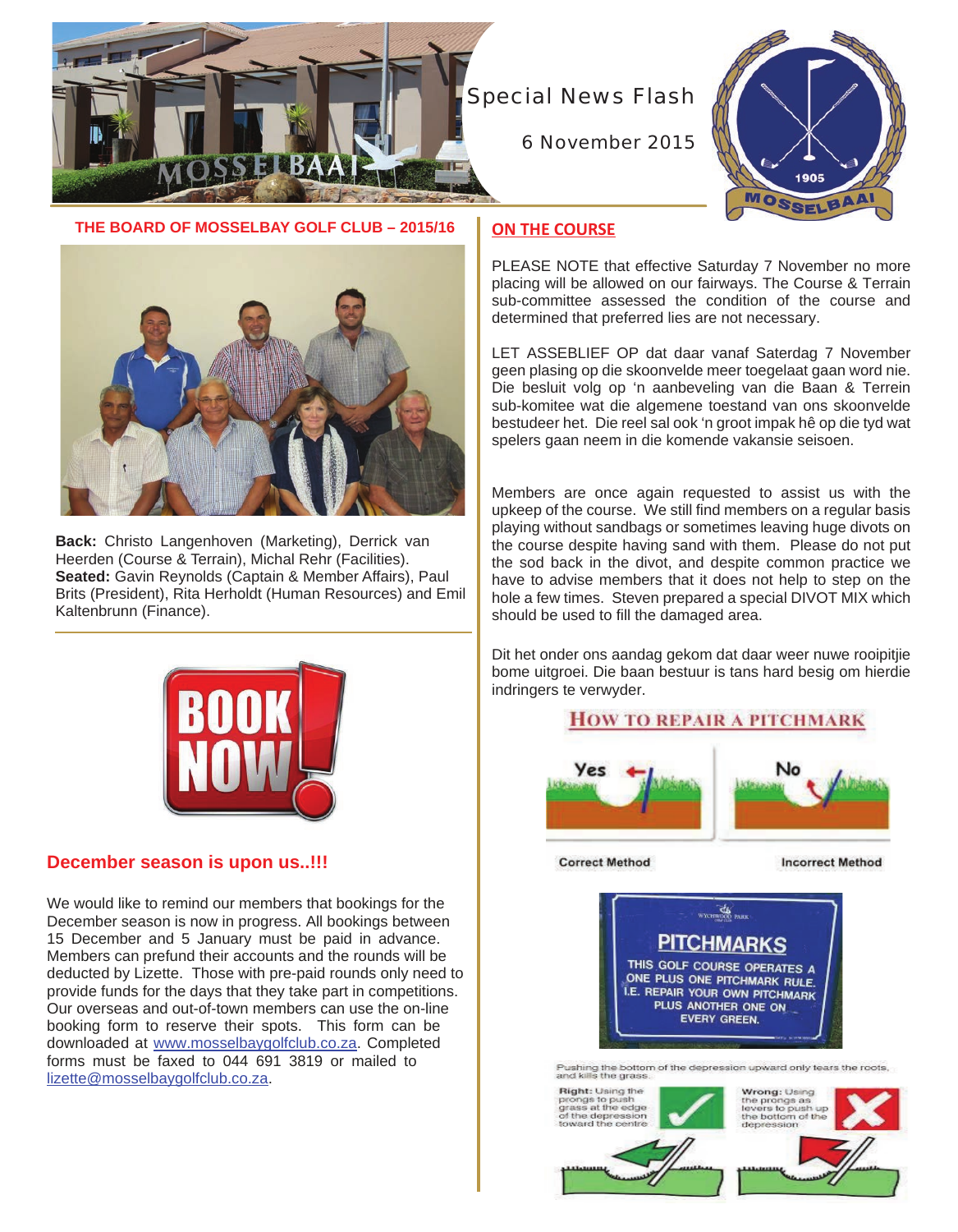# Special News Flash

6 November 2015

## THE BOARD OF MOSSELBAY GOLF CLUB – 2015/16

**Back:** Christo Langenhoven (Marketing), Derrick van Heerden (Course & Terrain), Michal Rehr (Facilities). **Seated:** Gavin Reynolds (Captain & Member Affairs), Paul Brits (President), Rita Herholdt (Human Resources) and Emil Kaltenbrunn (Finance).

BOOK NOW!

## December season is upon us..!!!

We would like to remind our members that bookings for the December season is now in progress. All bookings between 15 December and 5 January must be paid in advance. Members can prefund their accounts and the rounds will be deducted by Lizette. Those with pre-paid rounds only need to provide funds for the days that they take part in competitions. Our overseas and out-of-town members can use the on-line booking form to reserve their spots. This form can be downloaded at www.mosselbaygolfclub.co.za. Completed forms must be faxed to 044 691 3819 or mailed to lizette@mosselbaygolfclub.co.za.

## ON THE COURSE

PLEASE NOTE that effective Saturday 7 November no more placing will be allowed on our fairways. The Course & Terrain sub-committee assessed the condition of the course and determined that preferred lies are not necessary.

LET ASSEBLIEF OP dat daar vanaf Saterdag 7 November geen plasing op die skoonvelde meer toegelaat gaan word nie. Die besluit volg op 'n aanbeveling van die Baan & Terrein sub-komitee wat die algemene toestand van ons skoonvelde bestudeer het. Die reel sal ook 'n groot impak hê op die tyd wat spelers gaan neem in die komende vakansie seisoen.

Members are once again requested to assist us with the upkeep of the course. We still find members on a regular basis playing without sandbags or sometimes leaving huge divots on the course despite having sand with them. Please do not put the sod back in the divot, and despite common practice we have to advise members that it does not help to step on the hole a few times. Steven prepared a special DIVOT MIX which should be used to fill the damaged area.

Dit het onder ons aandag gekom dat daar weer nuwe rooipitjie bome uitgroei. Die baan bestuur is tans hard besig om hierdie indringers te verwyder.

### HOW TO REPAIR A PITCHMARK

Yes — Correct Method | No — Incorrect Method

**PITCHMARKS**

THIS GOLF COURSE OPERATES A ONE PLUS ONE PITCHMARK RULE. I.E. REPAIR YOUR OWN PITCHMARK PLUS ANOTHER ONE ON EVERY GREEN.

Pushing the bottom of the depression upward only tears the roots, and kills the grass.

Right: Using the prongs to push grass at the edge of the depression toward the centre

Wrong: Using the prongs as levers to push up the bottom of the depression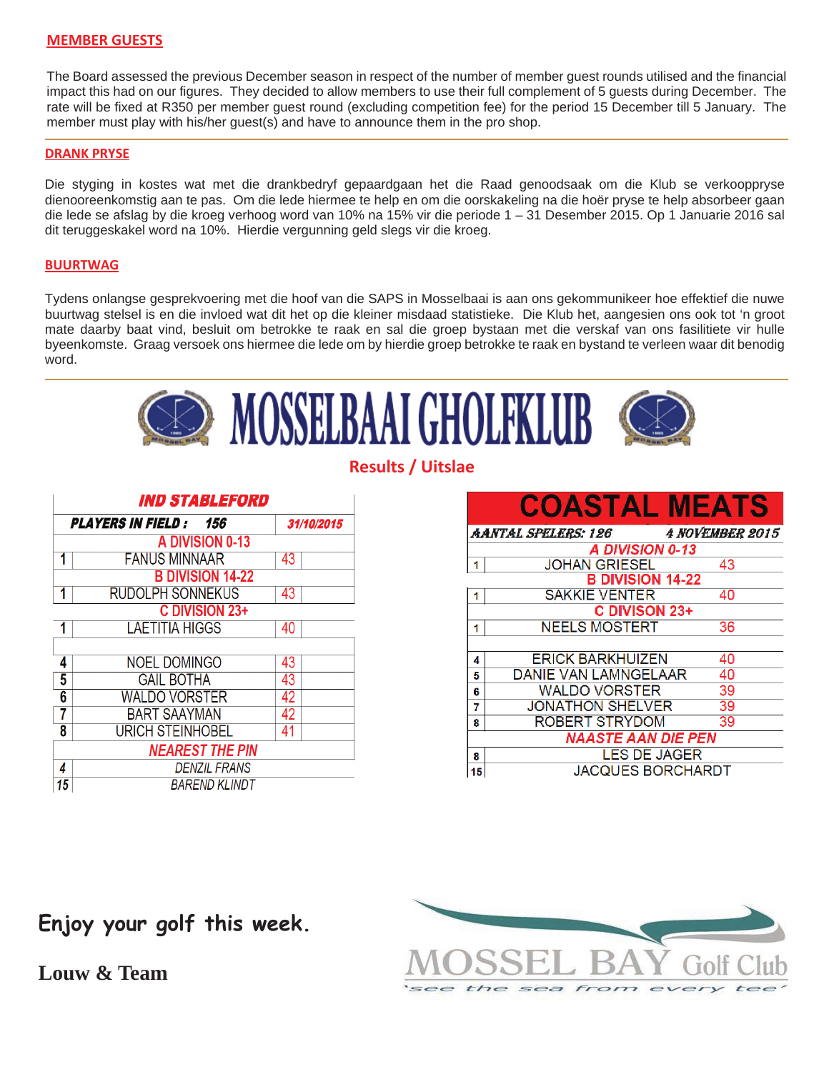## MEMBER GUESTS

The Board assessed the previous December season in respect of the number of member guest rounds utilised and the financial impact this had on our figures. They decided to allow members to use their full complement of 5 guests during December. The rate will be fixed at R350 per member guest round (excluding competition fee) for the period 15 December till 5 January. The member must play with his/her guest(s) and have to announce them in the pro shop.

## DRANK PRYSE

Die styging in kostes wat met die drankbedryf gepaardgaan het die Raad genoodsaak om die Klub se verkooppryse dienooreenkomstig aan te pas. Om die lede hiermee te help en om die oorskakeling na die hoër pryse te help absorbeer gaan die lede se afslag by die kroeg verhoog word van 10% na 15% vir die periode 1 – 31 Desember 2015. Op 1 Januarie 2016 sal dit teruggeskakel word na 10%. Hierdie vergunning geld slegs vir die kroeg.

## BUURTWAG

Tydens onlangse gesprekvoering met die hoof van die SAPS in Mosselbaai is aan ons gekommunikeer hoe effektief die nuwe buurtwag stelsel is en die invloed wat dit het op die kleiner misdaad statistieke. Die Klub het, aangesien ons ook tot 'n groot mate daarby baat vind, besluit om betrokke te raak en sal die groep bystaan met die verskaf van ons fasilitiete vir hulle byeenkomste. Graag versoek ons hiermee die lede om by hierdie groep betrokke te raak en bystand te verleen waar dit benodig word.

# MOSSELBAAI GHOLFKLUB

## Results / Uitslae

**IND STABLEFORD**

| PLAYERS IN FIELD : 156 | | 31/10/2015 |
|---|---|---|
| **A DIVISION 0-13** | | |
| 1 | FANUS MINNAAR | 43 |
| **B DIVISION 14-22** | | |
| 1 | RUDOLPH SONNEKUS | 43 |
| **C DIVISION 23+** | | |
| 1 | LAETITIA HIGGS | 40 |
| | | |
| 4 | NOEL DOMINGO | 43 |
| 5 | GAIL BOTHA | 43 |
| 6 | WALDO VORSTER | 42 |
| 7 | BART SAAYMAN | 42 |
| 8 | URICH STEINHOBEL | 41 |
| **NEAREST THE PIN** | | |
| 4 | DENZIL FRANS | |
| 15 | BAREND KLINDT | |

**COASTAL MEATS**

| AANTAL SPELERS: 126 | | 4 NOVEMBER 2015 |
|---|---|---|
| **A DIVISION 0-13** | | |
| 1 | JOHAN GRIESEL | 43 |
| **B DIVISION 14-22** | | |
| 1 | SAKKIE VENTER | 40 |
| **C DIVISON 23+** | | |
| 1 | NEELS MOSTERT | 36 |
| | | |
| 4 | ERICK BARKHUIZEN | 40 |
| 5 | DANIE VAN LAMNGELAAR | 40 |
| 6 | WALDO VORSTER | 39 |
| 7 | JONATHON SHELVER | 39 |
| 8 | ROBERT STRYDOM | 39 |
| **NAASTE AAN DIE PEN** | | |
| 8 | LES DE JAGER | |
| 15 | JACQUES BORCHARDT | |

**Enjoy your golf this week.**

**Louw & Team**

MOSSEL BAY Golf Club
'see the sea from every tee'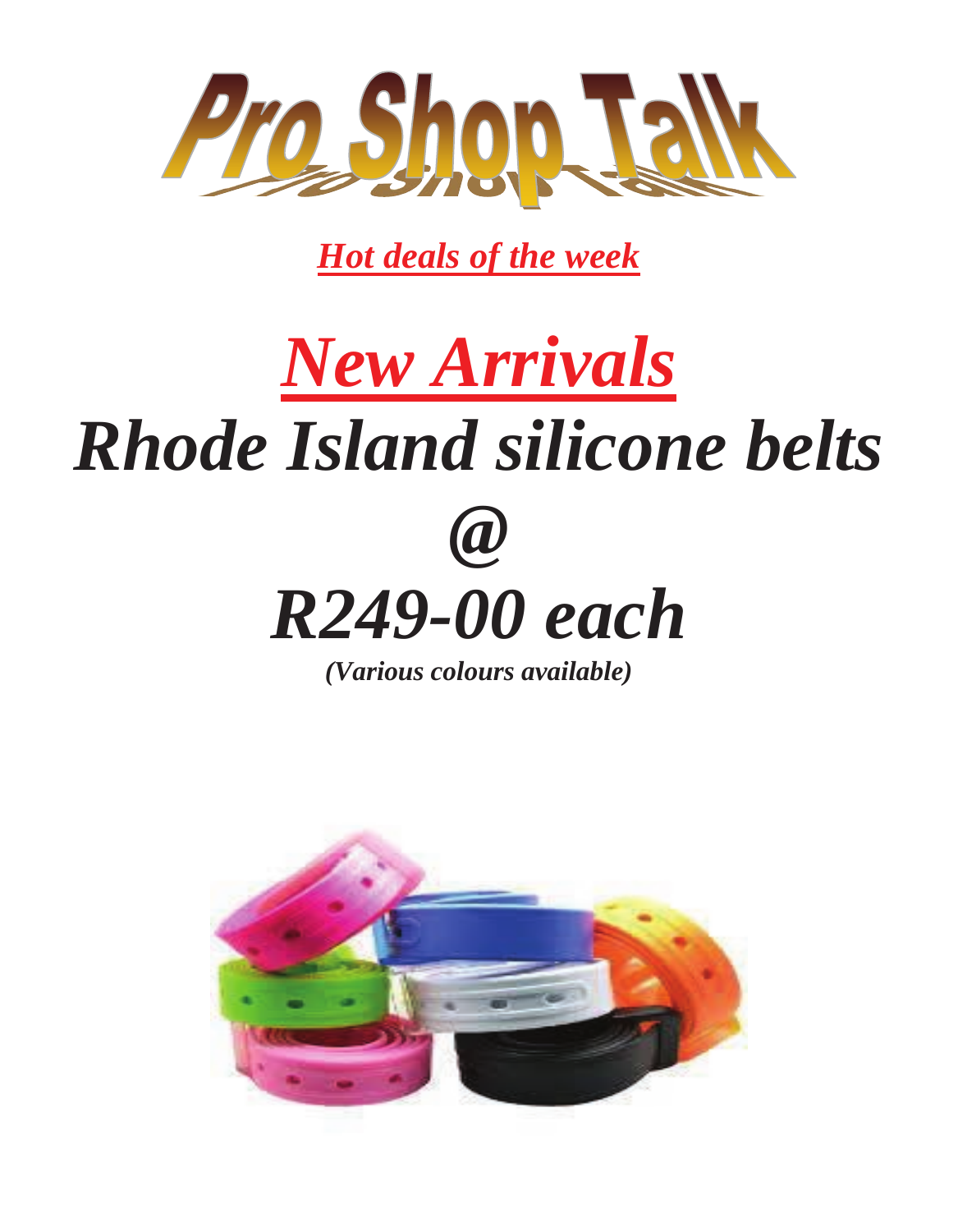# Pro Shop Talk

***Hot deals of the week***

# *New Arrivals*

# *Rhode Island silicone belts*

# *@*

# *R249-00 each*

***(Various colours available)***